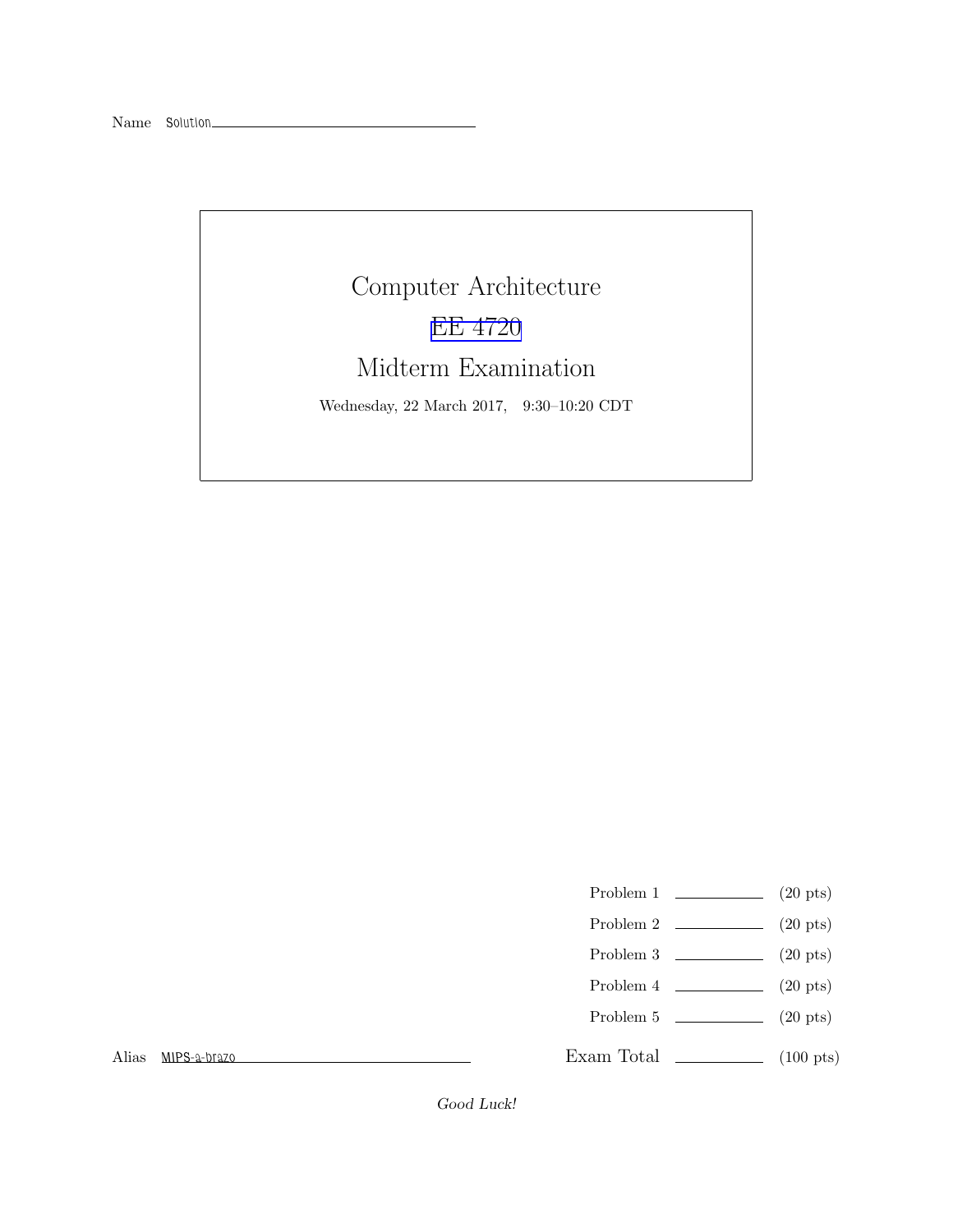Name Solution

# Computer Architecture

## EE 4720

## Midterm Examination

Wednesday, 22 March 2017, 9:30–10:20 CDT

| | | |
|---|---|---|
| Problem 1 | ______ | (20 pts) |
| Problem 2 | ______ | (20 pts) |
| Problem 3 | ______ | (20 pts) |
| Problem 4 | ______ | (20 pts) |
| Problem 5 | ______ | (20 pts) |
| Exam Total | ______ | (100 pts) |

Alias MIPS-a-brazo

*Good Luck!*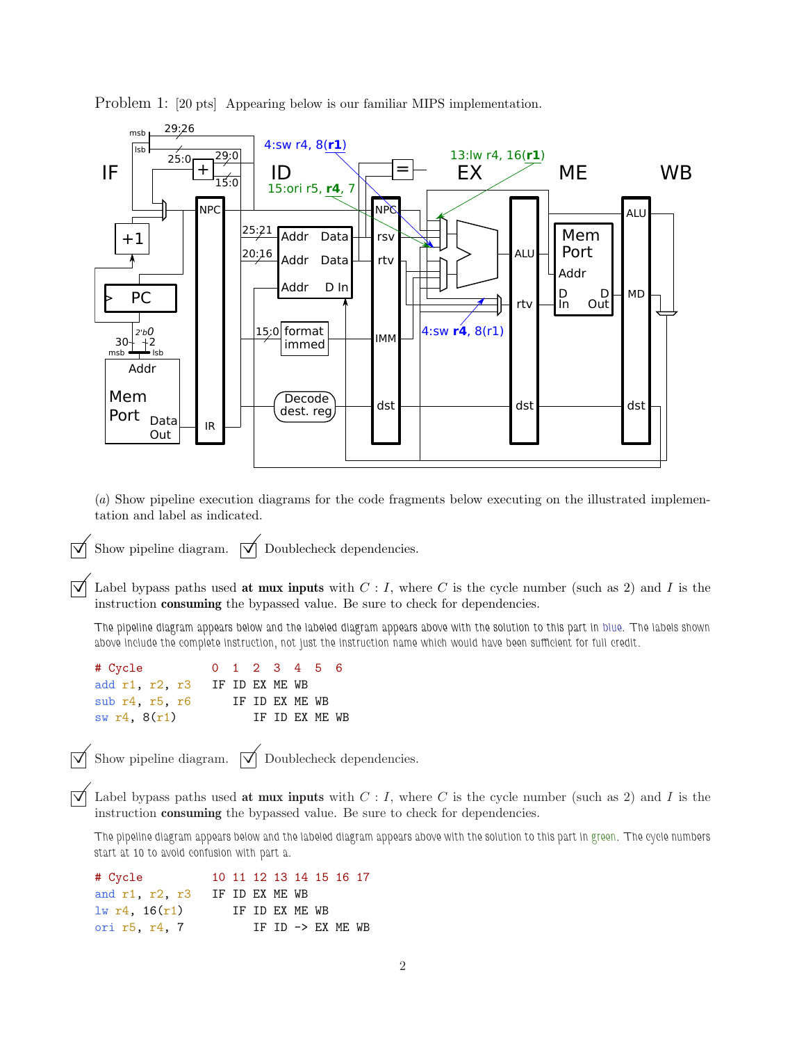Problem 1: [20 pts] Appearing below is our familiar MIPS implementation.

(*a*) Show pipeline execution diagrams for the code fragments below executing on the illustrated implementation and label as indicated.

☑ Show pipeline diagram. ☑ Doublecheck dependencies.

☑ Label bypass paths used **at mux inputs** with $C : I$, where $C$ is the cycle number (such as 2) and $I$ is the instruction **consuming** the bypassed value. Be sure to check for dependencies.

The pipeline diagram appears below and the labeled diagram appears above with the solution to this part in blue. The labels shown above include the complete instruction, not just the instruction name which would have been sufficient for full credit.

```
# Cycle          0  1  2  3  4  5  6
add r1, r2, r3   IF ID EX ME WB
sub r4, r5, r6      IF ID EX ME WB
sw r4, 8(r1)           IF ID EX ME WB
```

☑ Show pipeline diagram. ☑ Doublecheck dependencies.

☑ Label bypass paths used **at mux inputs** with $C : I$, where $C$ is the cycle number (such as 2) and $I$ is the instruction **consuming** the bypassed value. Be sure to check for dependencies.

The pipeline diagram appears below and the labeled diagram appears above with the solution to this part in green. The cycle numbers start at 10 to avoid confusion with part a.

```
# Cycle          10 11 12 13 14 15 16 17
and r1, r2, r3   IF ID EX ME WB
lw r4, 16(r1)       IF ID EX ME WB
ori r5, r4, 7          IF ID -> EX ME WB
```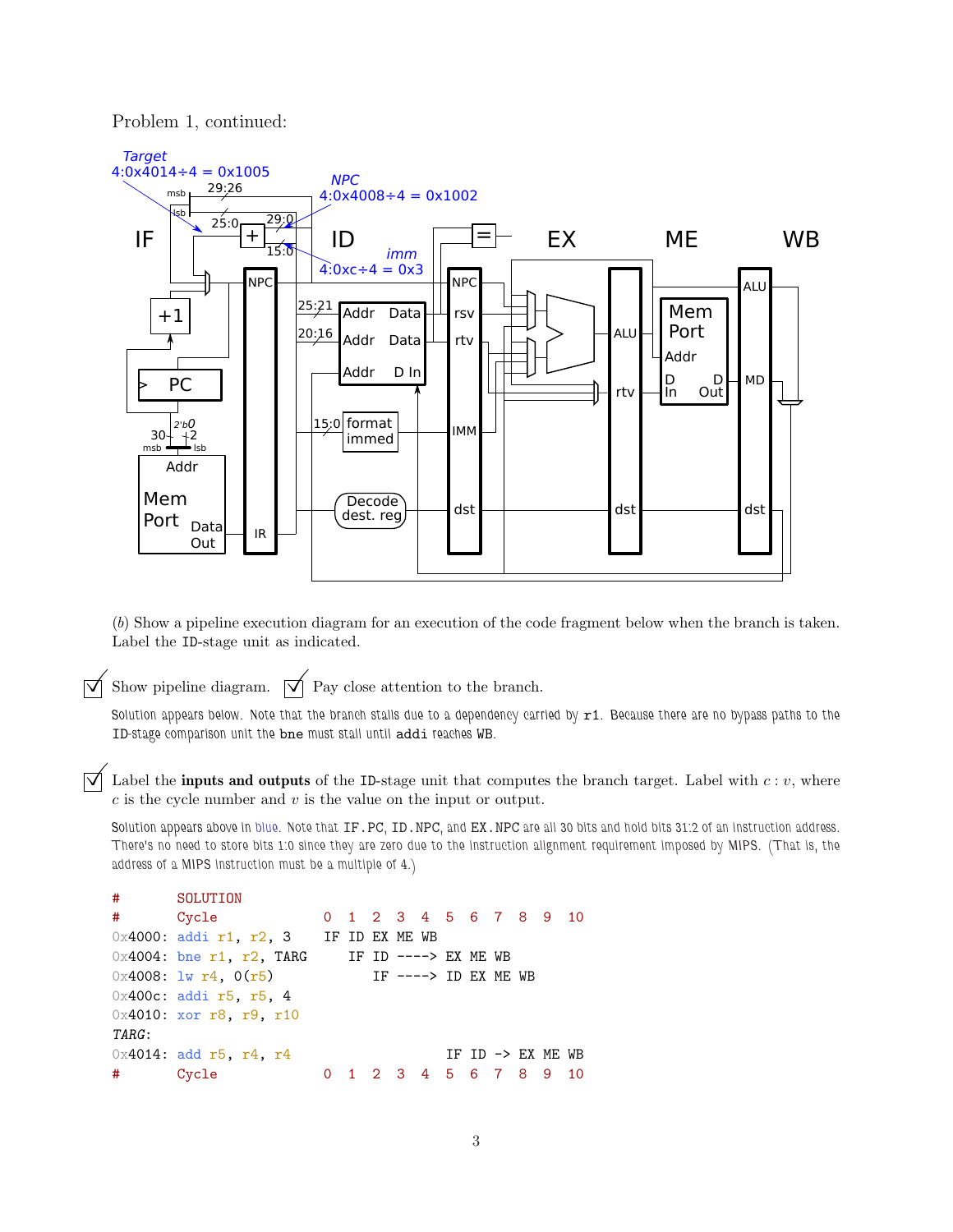Problem 1, continued:

(*b*) Show a pipeline execution diagram for an execution of the code fragment below when the branch is taken. Label the ID-stage unit as indicated.

☑ Show pipeline diagram. ☑ Pay close attention to the branch.

Solution appears below. Note that the branch stalls due to a dependency carried by `r1`. Because there are no bypass paths to the ID-stage comparison unit the `bne` must stall until `addi` reaches WB.

☑ Label the **inputs and outputs** of the ID-stage unit that computes the branch target. Label with $c : v$, where $c$ is the cycle number and $v$ is the value on the input or output.

Solution appears above in blue. Note that IF.PC, ID.NPC, and EX.NPC are all 30 bits and hold bits 31:2 of an instruction address. There's no need to store bits 1:0 since they are zero due to the instruction alignment requirement imposed by MIPS. (That is, the address of a MIPS instruction must be a multiple of 4.)

```
#       SOLUTION
#       Cycle              0  1  2  3  4  5  6  7  8  9  10
0x4000: addi r1, r2, 3     IF ID EX ME WB
0x4004: bne r1, r2, TARG      IF ID ----> EX ME WB
0x4008: lw r4, 0(r5)             IF ----> ID EX ME WB
0x400c: addi r5, r5, 4
0x4010: xor r8, r9, r10
TARG:
0x4014: add r5, r4, r4                       IF ID -> EX ME WB
#       Cycle              0  1  2  3  4  5  6  7  8  9  10
```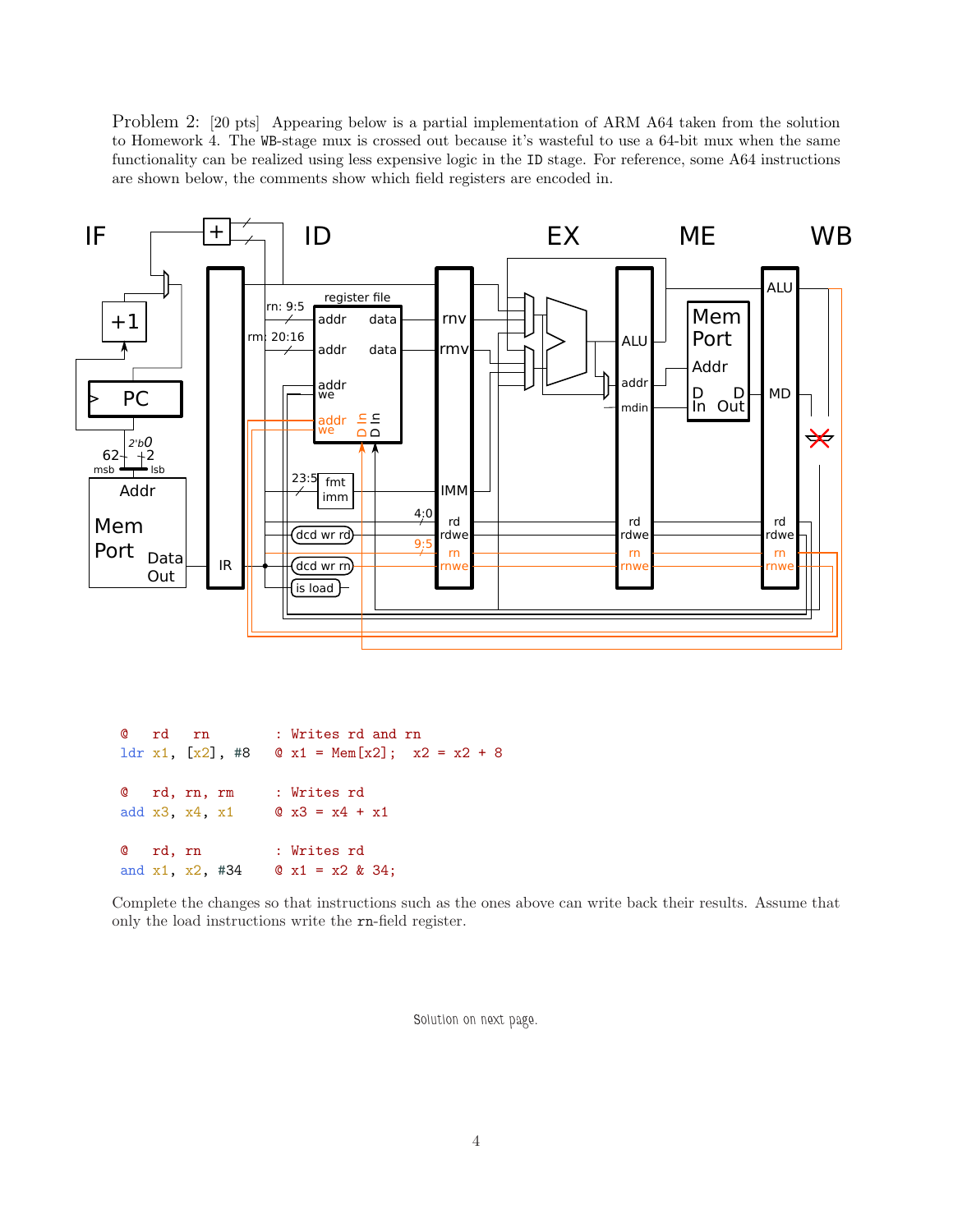Problem 2: [20 pts] Appearing below is a partial implementation of ARM A64 taken from the solution to Homework 4. The WB-stage mux is crossed out because it's wasteful to use a 64-bit mux when the same functionality can be realized using less expensive logic in the ID stage. For reference, some A64 instructions are shown below, the comments show which field registers are encoded in.

```
@   rd   rn          : Writes rd and rn
ldr x1, [x2], #8     @ x1 = Mem[x2];  x2 = x2 + 8

@   rd, rn, rm       : Writes rd
add x3, x4, x1       @ x3 = x4 + x1

@   rd, rn           : Writes rd
and x1, x2, #34      @ x1 = x2 & 34;
```

Complete the changes so that instructions such as the ones above can write back their results. Assume that only the load instructions write the rn-field register.

Solution on next page.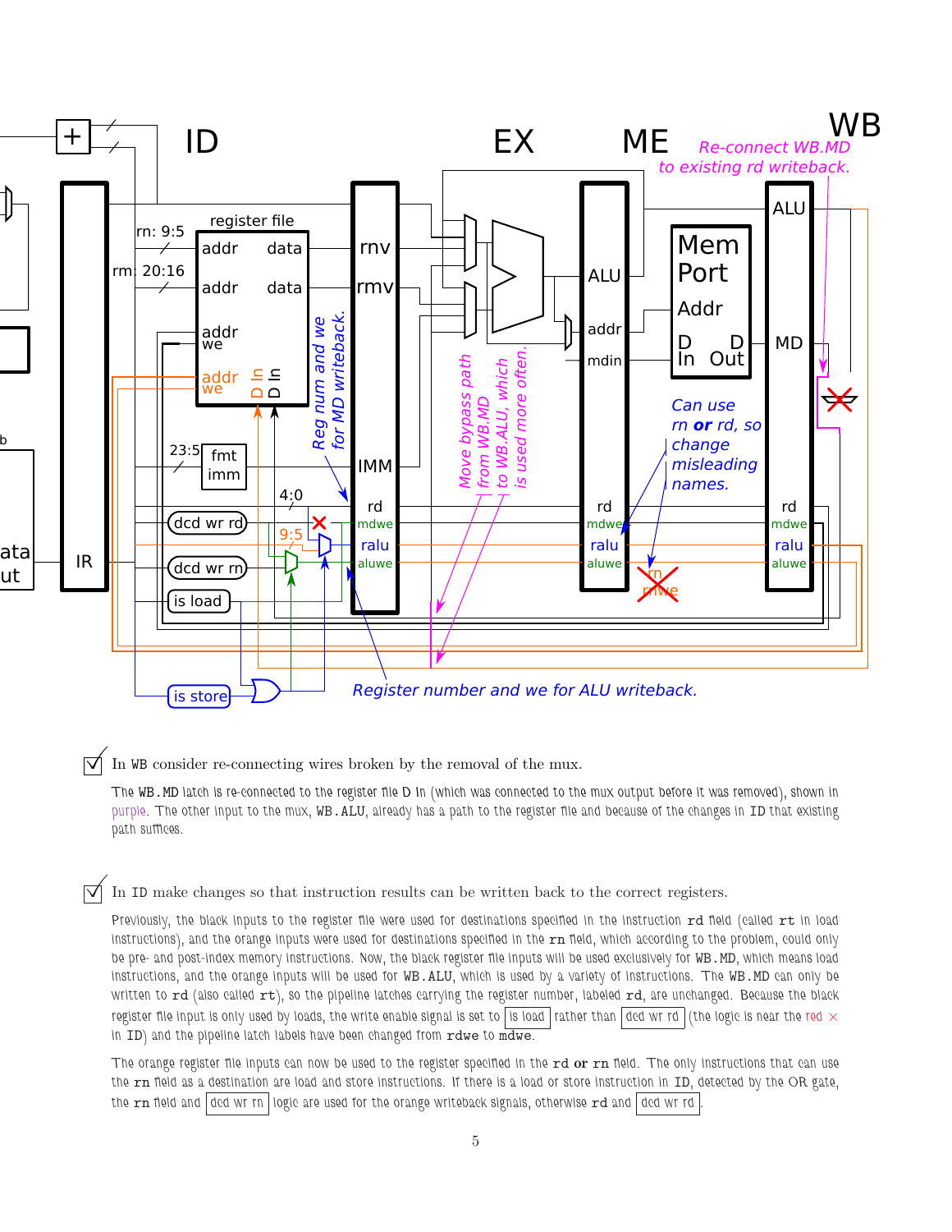☑ In WB consider re-connecting wires broken by the removal of the mux.

The WB.MD latch is re-connected to the register file D In (which was connected to the mux output before it was removed), shown in purple. The other input to the mux, WB.ALU, already has a path to the register file and because of the changes in ID that existing path suffices.

☑ In ID make changes so that instruction results can be written back to the correct registers.

Previously, the black inputs to the register file were used for destinations specified in the instruction rd field (called rt in load instructions), and the orange inputs were used for destinations specified in the rn field, which according to the problem, could only be pre- and post-index memory instructions. Now, the black register file inputs will be used exclusively for WB.MD, which means load instructions, and the orange inputs will be used for WB.ALU, which is used by a variety of instructions. The WB.MD can only be written to rd (also called rt), so the pipeline latches carrying the register number, labeled rd, are unchanged. Because the black register file input is only used by loads, the write enable signal is set to `is load` rather than `dcd wr rd` (the logic is near the red × in ID) and the pipeline latch labels have been changed from rdwe to mdwe.

The orange register file inputs can now be used to the register specified in the rd **or** rn field. The only instructions that can use the rn field as a destination are load and store instructions. If there is a load or store instruction in ID, detected by the OR gate, the rn field and `dcd wr rn` logic are used for the orange writeback signals, otherwise rd and `dcd wr rd`.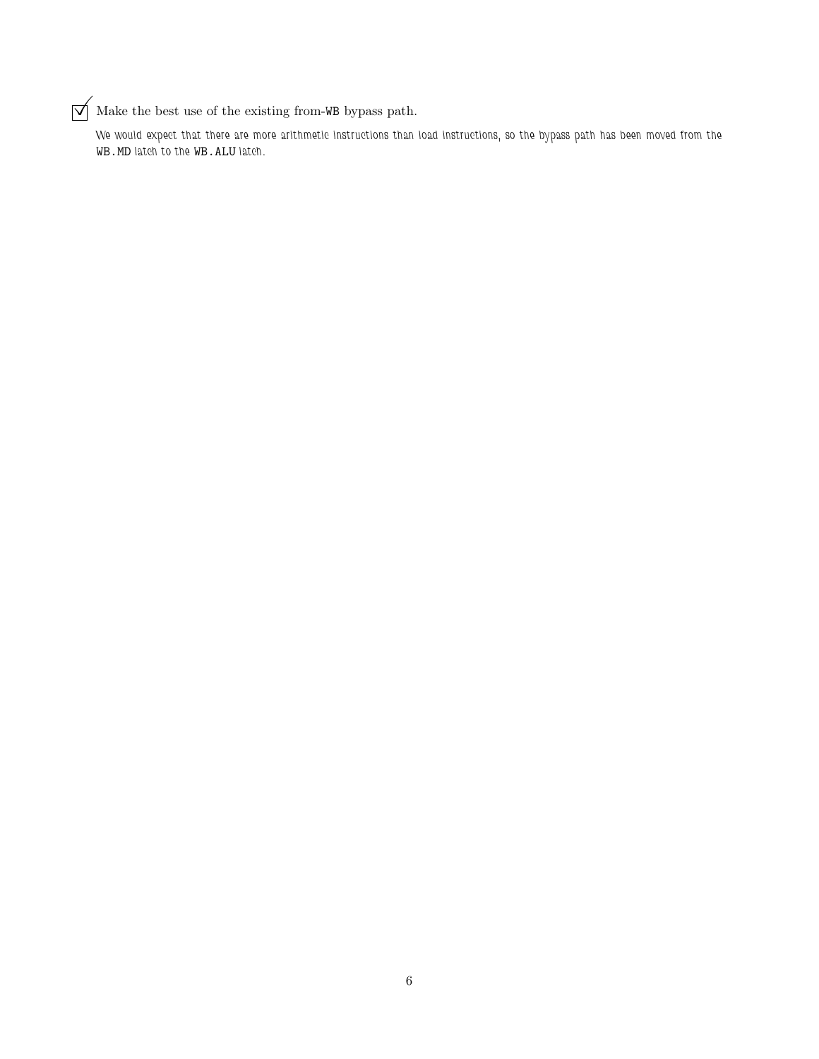☑ Make the best use of the existing from-`WB` bypass path.

*We would expect that there are more arithmetic instructions than load instructions, so the bypass path has been moved from the* `WB.MD` *latch to the* `WB.ALU` *latch.*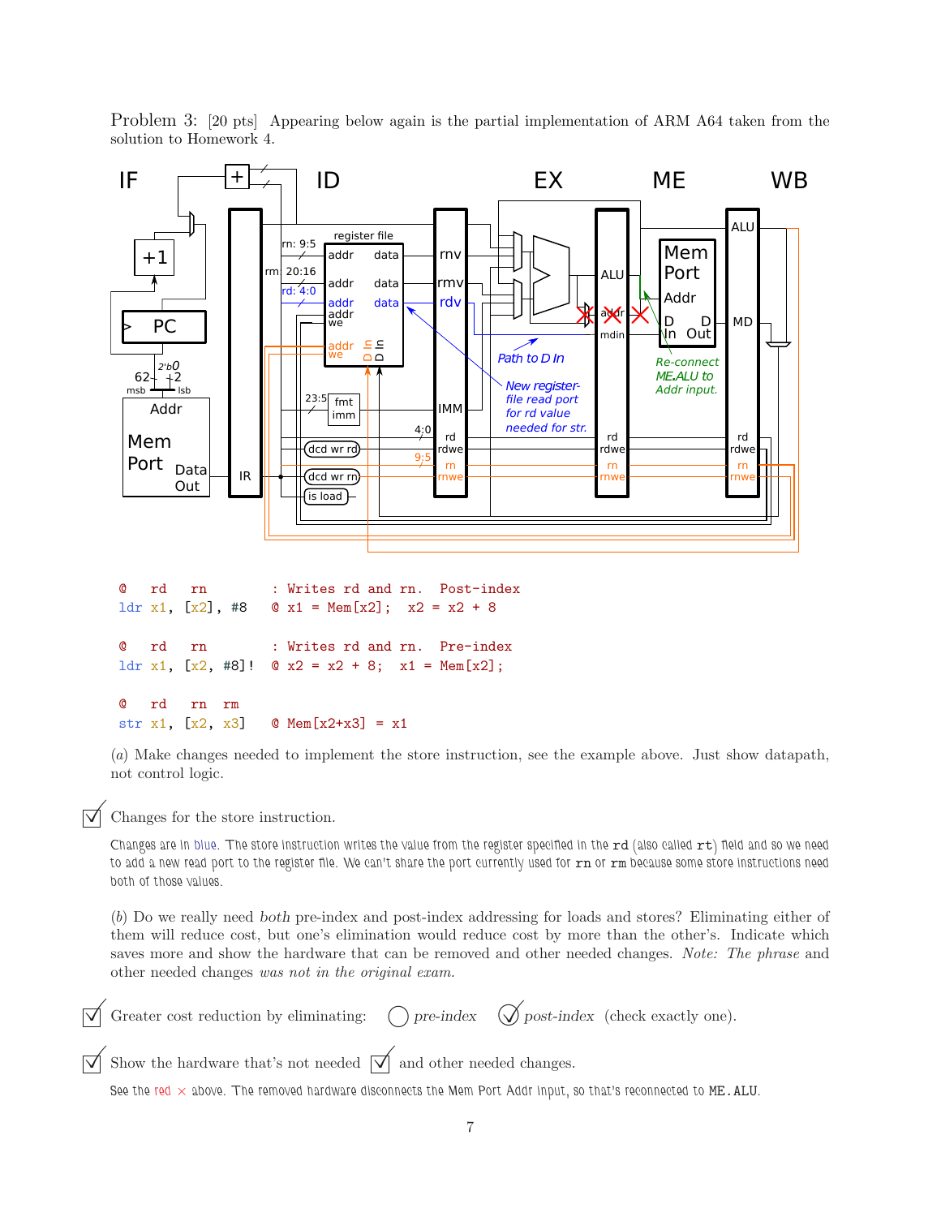Problem 3: [20 pts] Appearing below again is the partial implementation of ARM A64 taken from the solution to Homework 4.

```
@   rd   rn          : Writes rd and rn.  Post-index
ldr x1, [x2], #8    @ x1 = Mem[x2];  x2 = x2 + 8

@   rd   rn          : Writes rd and rn.  Pre-index
ldr x1, [x2, #8]!   @ x2 = x2 + 8;  x1 = Mem[x2];

@   rd   rn  rm
str x1, [x2, x3]    @ Mem[x2+x3] = x1
```

(*a*) Make changes needed to implement the store instruction, see the example above. Just show datapath, not control logic.

☑ Changes for the store instruction.

Changes are in blue. The store instruction writes the value from the register specified in the `rd` (also called `rt`) field and so we need to add a new read port to the register file. We can't share the port currently used for `rn` or `rm` because some store instructions need both of those values.

(*b*) Do we really need *both* pre-index and post-index addressing for loads and stores? Eliminating either of them will reduce cost, but one's elimination would reduce cost by more than the other's. Indicate which saves more and show the hardware that can be removed and other needed changes. *Note: The phrase* and other needed changes *was not in the original exam.*

☑ Greater cost reduction by eliminating: ○ *pre-index* ☑ *post-index* (check exactly one).

☑ Show the hardware that's not needed ☑ and other needed changes.

See the red × above. The removed hardware disconnects the Mem Port Addr input, so that's reconnected to `ME.ALU`.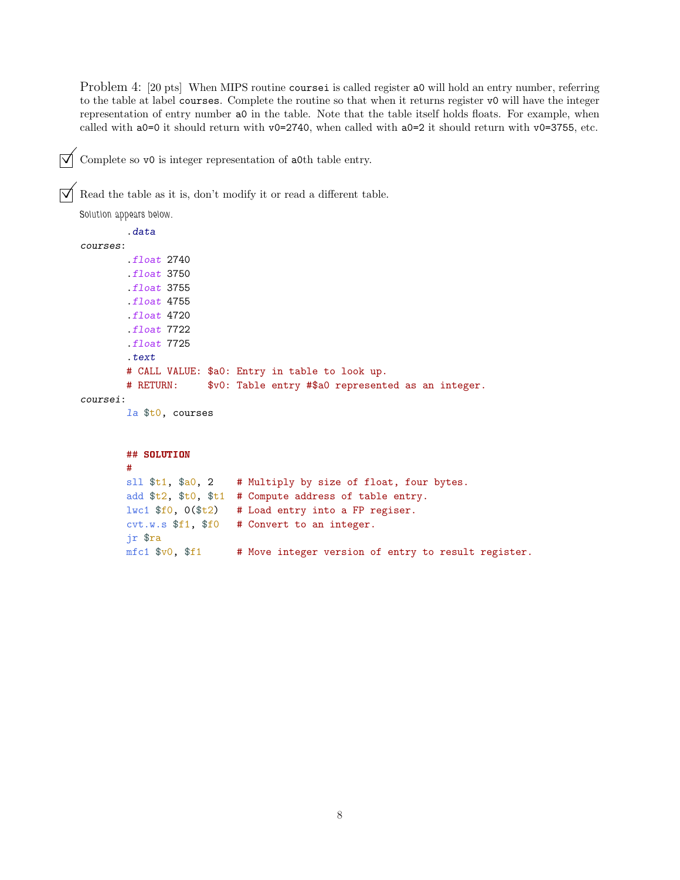Problem 4: [20 pts] When MIPS routine `coursei` is called register `a0` will hold an entry number, referring to the table at label `courses`. Complete the routine so that when it returns register `v0` will have the integer representation of entry number `a0` in the table. Note that the table itself holds floats. For example, when called with `a0=0` it should return with `v0=2740`, when called with `a0=2` it should return with `v0=3755`, etc.

☑ Complete so `v0` is integer representation of `a0`th table entry.

☑ Read the table as it is, don't modify it or read a different table.

Solution appears below.

```
        .data
courses:
        .float 2740
        .float 3750
        .float 3755
        .float 4755
        .float 4720
        .float 7722
        .float 7725
        .text
        # CALL VALUE: $a0: Entry in table to look up.
        # RETURN:     $v0: Table entry #$a0 represented as an integer.
coursei:
        la $t0, courses


        ## SOLUTION
        #
        sll $t1, $a0, 2    # Multiply by size of float, four bytes.
        add $t2, $t0, $t1  # Compute address of table entry.
        lwc1 $f0, 0($t2)   # Load entry into a FP regiser.
        cvt.w.s $f1, $f0   # Convert to an integer.
        jr $ra
        mfc1 $v0, $f1      # Move integer version of entry to result register.
```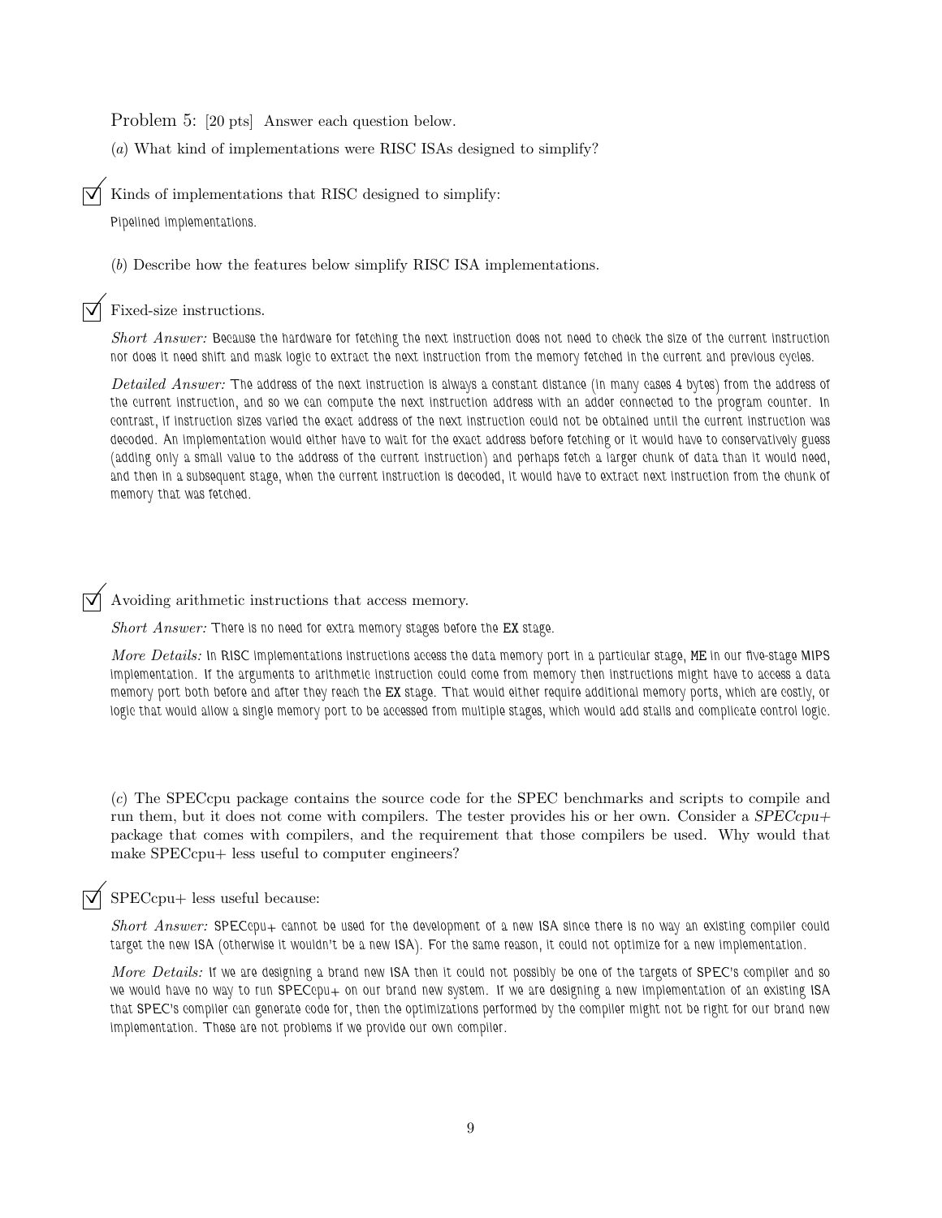Problem 5: [20 pts] Answer each question below.

(*a*) What kind of implementations were RISC ISAs designed to simplify?

☑ Kinds of implementations that RISC designed to simplify:

Pipelined implementations.

(*b*) Describe how the features below simplify RISC ISA implementations.

☑ Fixed-size instructions.

*Short Answer:* Because the hardware for fetching the next instruction does not need to check the size of the current instruction nor does it need shift and mask logic to extract the next instruction from the memory fetched in the current and previous cycles.

*Detailed Answer:* The address of the next instruction is always a constant distance (in many cases 4 bytes) from the address of the current instruction, and so we can compute the next instruction address with an adder connected to the program counter. In contrast, if instruction sizes varied the exact address of the next instruction could not be obtained until the current instruction was decoded. An implementation would either have to wait for the exact address before fetching or it would have to conservatively guess (adding only a small value to the address of the current instruction) and perhaps fetch a larger chunk of data than it would need, and then in a subsequent stage, when the current instruction is decoded, it would have to extract next instruction from the chunk of memory that was fetched.

☑ Avoiding arithmetic instructions that access memory.

*Short Answer:* There is no need for extra memory stages before the EX stage.

*More Details:* In RISC implementations instructions access the data memory port in a particular stage, ME in our five-stage MIPS implementation. If the arguments to arithmetic instruction could come from memory then instructions might have to access a data memory port both before and after they reach the EX stage. That would either require additional memory ports, which are costly, or logic that would allow a single memory port to be accessed from multiple stages, which would add stalls and complicate control logic.

(*c*) The SPECcpu package contains the source code for the SPEC benchmarks and scripts to compile and run them, but it does not come with compilers. The tester provides his or her own. Consider a *SPECcpu+* package that comes with compilers, and the requirement that those compilers be used. Why would that make SPECcpu+ less useful to computer engineers?

☑ SPECcpu+ less useful because:

*Short Answer:* SPECcpu+ cannot be used for the development of a new ISA since there is no way an existing compiler could target the new ISA (otherwise it wouldn't be a new ISA). For the same reason, it could not optimize for a new implementation.

*More Details:* If we are designing a brand new ISA then it could not possibly be one of the targets of SPEC's compiler and so we would have no way to run SPECcpu+ on our brand new system. If we are designing a new implementation of an existing ISA that SPEC's compiler can generate code for, then the optimizations performed by the compiler might not be right for our brand new implementation. These are not problems if we provide our own compiler.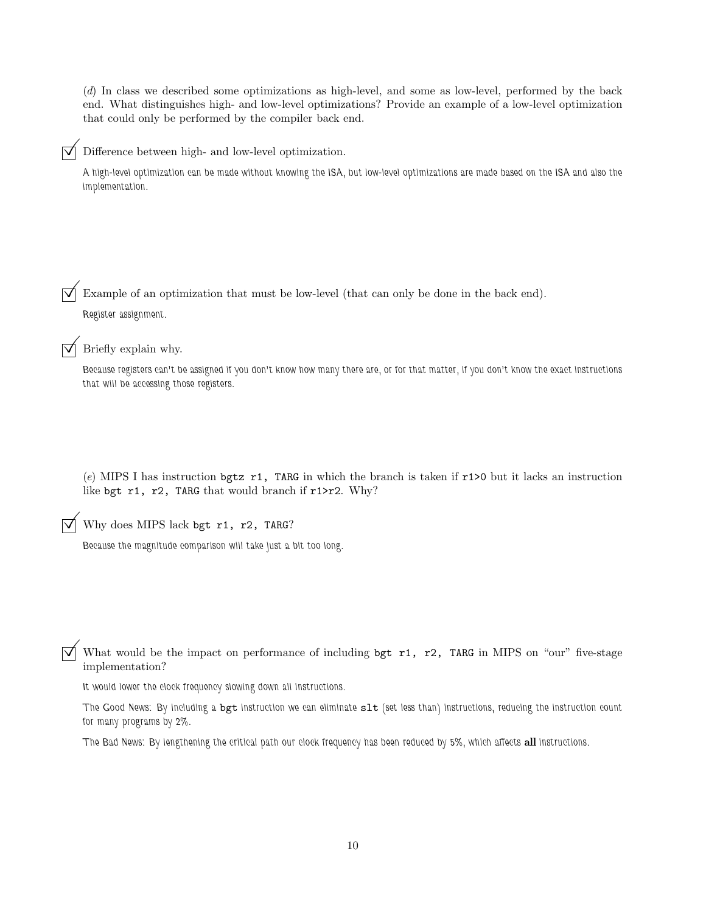(*d*) In class we described some optimizations as high-level, and some as low-level, performed by the back end. What distinguishes high- and low-level optimizations? Provide an example of a low-level optimization that could only be performed by the compiler back end.

☑ Difference between high- and low-level optimization.

A high-level optimization can be made without knowing the ISA, but low-level optimizations are made based on the ISA and also the implementation.

☑ Example of an optimization that must be low-level (that can only be done in the back end).

Register assignment.

☑ Briefly explain why.

Because registers can't be assigned if you don't know how many there are, or for that matter, if you don't know the exact instructions that will be accessing those registers.

(*e*) MIPS I has instruction `bgtz r1, TARG` in which the branch is taken if `r1>0` but it lacks an instruction like `bgt r1, r2, TARG` that would branch if `r1>r2`. Why?

☑ Why does MIPS lack `bgt r1, r2, TARG`?

Because the magnitude comparison will take just a bit too long.

☑ What would be the impact on performance of including `bgt r1, r2, TARG` in MIPS on "our" five-stage implementation?

It would lower the clock frequency slowing down all instructions.

The Good News: By including a `bgt` instruction we can eliminate `slt` (set less than) instructions, reducing the instruction count for many programs by 2%.

The Bad News: By lengthening the critical path our clock frequency has been reduced by 5%, which affects **all** instructions.